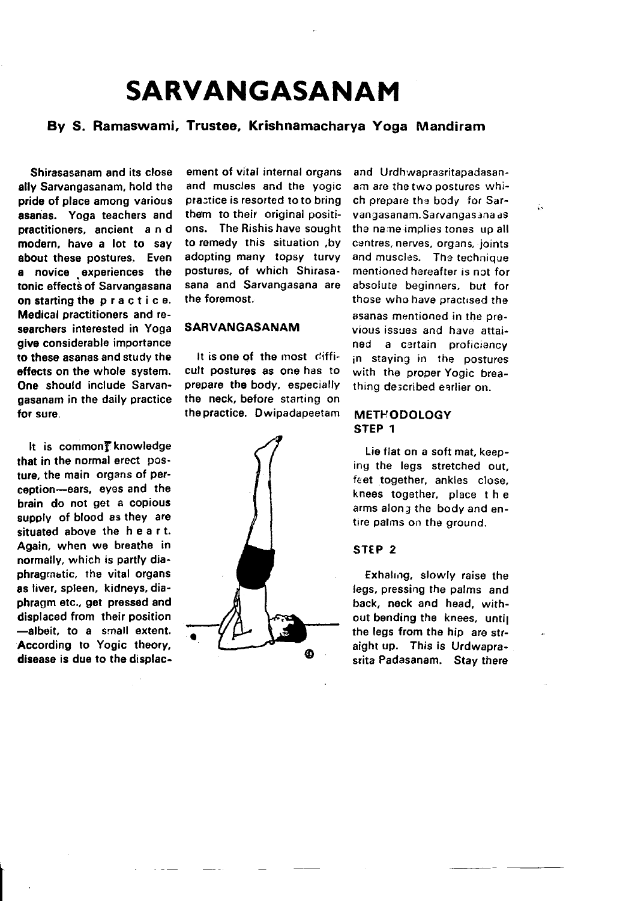# SARVANGASANAM

### By S. Ramaswami, Trustee, Krishnamacharya Yoga Mandiram

**Shirasasanam and its close ally Sarvangasanam, hold the pride of place among various asanas. Yoga teachers and practitioners, ancient and modern, have a lot to say about these postures. Even a novice experiences the tonic effects of Sarvangasana on starting the practice. Medical practitioners and researchers interested in Yoga give considerable importance to these asanas and study the effects on the whole system. One should include Sarvangasanam in the daily practice for sure.**

It is common knowledge that in the normal erect posture, the main organs of perception—ears, eyes and the brain do not get a copious supply of blood as they are situated above the heart. Again, when we breathe in normally, which is partly diaphragmatic, the vital organs as liver, spleen, kidneys, diaphragm etc., get pressed and displaced from their position—albeit, to a small extent. According to Yogic theory, disease is due to the displacement of vital internal organs and muscles and the yogic practice is resorted to to bring them to their original positions. The Rishis have sought to remedy this situation, by adopting many topsy turvy postures, of which Shirasasana and Sarvangasana are the foremost.

## SARVANGASANAM

It is one of the most difficult postures as one has to prepare the body, especially the neck, before starting on the practice. Dwipadapeetam and Urdhwaprasritapadasanam are the two postures which prepare the body for Sarvangasanam. Sarvangasana as the name implies tones up all centres, nerves, organs, joints and muscles. The technique mentioned hereafter is not for absolute beginners, but for those who have practised the asanas mentioned in the previous issues and have attained a certain proficiency in staying in the postures with the proper Yogic breathing described earlier on.

## METHODOLOGY

### STEP 1

Lie flat on a soft mat, keeping the legs stretched out, feet together, ankles close, knees together, place the arms along the body and entire palms on the ground.

### STEP 2

Exhaling, slowly raise the legs, pressing the palms and back, neck and head, without bending the knees, until the legs from the hip are straight up. This is Urdwaprasrita Padasanam. Stay there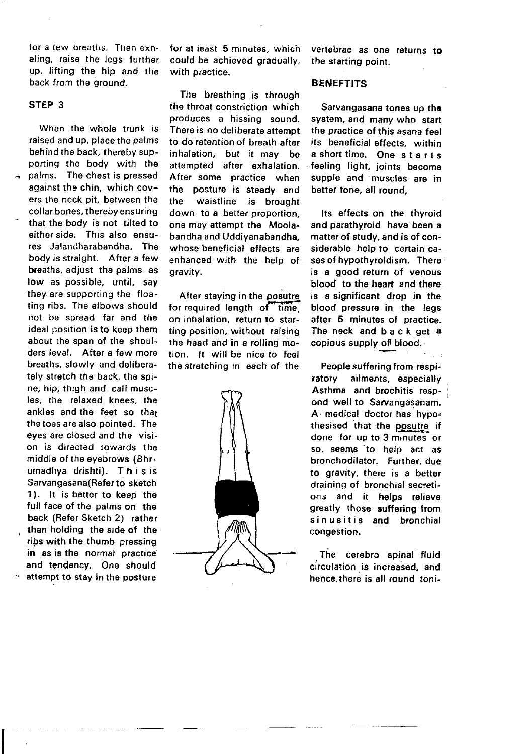for a few breaths. Then exhaling, raise the legs further up, lifting the hip and the back from the ground.

### STEP 3

When the whole trunk is raised and up, place the palms behind the back, thereby supporting the body with the palms. The chest is pressed against the chin, which covers the neck pit, between the collar bones, thereby ensuring that the body is not tilted to either side. This also ensures Jalandharabandha. The body is straight. After a few breaths, adjust the palms as low as possible, until, say they are supporting the floating ribs. The elbows should not be spread far and the ideal position is to keep them about the span of the shoulders level. After a few more breaths, slowly and deliberately stretch the back, the spine, hip, thigh and calf muscles, the relaxed knees, the ankles and the feet so that the toes are also pointed. The eyes are closed and the vision is directed towards the middle of the eyebrows (Bhrumadhya drishti). This is Sarvangasana(Refer to sketch 1). It is better to keep the full face of the palms on the back (Refer Sketch 2) rather than holding the side of the ribs with the thumb pressing in as is the normal practice and tendency. One should attempt to stay in the posture for at least 5 minutes, which could be achieved gradually, with practice.

The breathing is through the throat constriction which produces a hissing sound. There is no deliberate attempt to do retention of breath after inhalation, but it may be attempted after exhalation. After some practice when the posture is steady and the waistline is brought down to a better proportion, one may attempt the Moolabandha and Uddiyanabandha, whose beneficial effects are enhanced with the help of gravity.

After staying in the posutre for required length of time, on inhalation, return to starting position, without raising the head and in a rolling motion. It will be nice to feel the stretching in each of the vertebrae as one returns to the starting point.

### BENEFTITS

Sarvangasana tones up the system, and many who start the practice of this asana feel its beneficial effects, within a short time. One starts feeling light, joints become supple and muscles are in better tone, all round,

Its effects on the thyroid and parathyroid have been a matter of study, and is of considerable help to certain cases of hypothyroidism. There is a good return of venous blood to the heart and there is a significant drop in the blood pressure in the legs after 5 minutes of practice. The neck and back get a copious supply of blood.

People suffering from respiratory ailments, especially Asthma and brochitis respond well to Sarvangasanam. A medical doctor has hypothesised that the posutre if done for up to 3 minutes or so, seems to help act as bronchodilator. Further, due to gravity, there is a better draining of bronchial secretions and it helps relieve greatly those suffering from sinusitis and bronchial congestion.

The cerebro spinal fluid circulation is increased, and hence there is all round toni-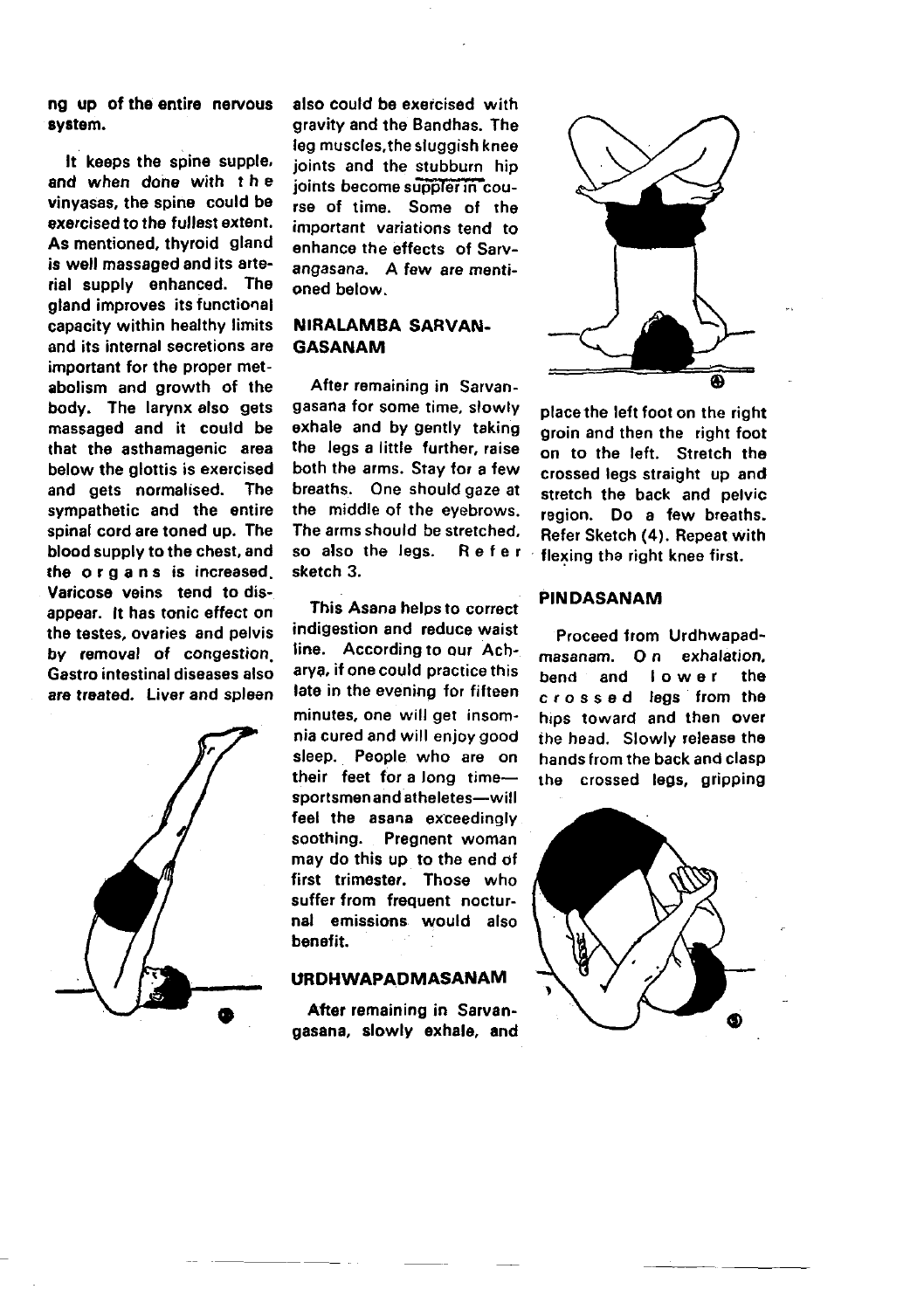ng up of the entire nervous system.

It keeps the spine supple, and when done with the vinyasas, the spine could be exercised to the fullest extent. As mentioned, thyroid gland is well massaged and its arterial supply enhanced. The gland improves its functional capacity within healthy limits and its internal secretions are important for the proper metabolism and growth of the body. The larynx also gets massaged and it could be that the asthamagenic area below the glottis is exercised and gets normalised. The sympathetic and the entire spinal cord are toned up. The blood supply to the chest, and the organs is increased. Varicose veins tend to disappear. It has tonic effect on the testes, ovaries and pelvis by removal of congestion. Gastro intestinal diseases also are treated. Liver and spleen also could be exercised with gravity and the Bandhas. The leg muscles, the sluggish knee joints and the stubburn hip joints become suppler in course of time. Some of the important variations tend to enhance the effects of Sarvangasana. A few are mentioned below.

## NIRALAMBA SARVANGASANAM

After remaining in Sarvangasana for some time, slowly exhale and by gently taking the legs a little further, raise both the arms. Stay for a few breaths. One should gaze at the middle of the eyebrows. The arms should be stretched, so also the legs. Refer sketch 3.

This Asana helps to correct indigestion and reduce waist line. According to our Acharya, if one could practice this late in the evening for fifteen minutes, one will get insomnia cured and will enjoy good sleep. People who are on their feet for a long time—sportsmen and atheletes—will feel the asana exceedingly soothing. Pregnent woman may do this up to the end of first trimester. Those who suffer from frequent nocturnal emissions would also benefit.

## URDHWAPADMASANAM

After remaining in Sarvangasana, slowly exhale, and place the left foot on the right groin and then the right foot on to the left. Stretch the crossed legs straight up and stretch the back and pelvic region. Do a few breaths. Refer Sketch (4). Repeat with flexing the right knee first.

## PINDASANAM

Proceed from Urdhwapadmasanam. On exhalation, bend and lower the crossed legs from the hips toward and then over the head. Slowly release the hands from the back and clasp the crossed legs, gripping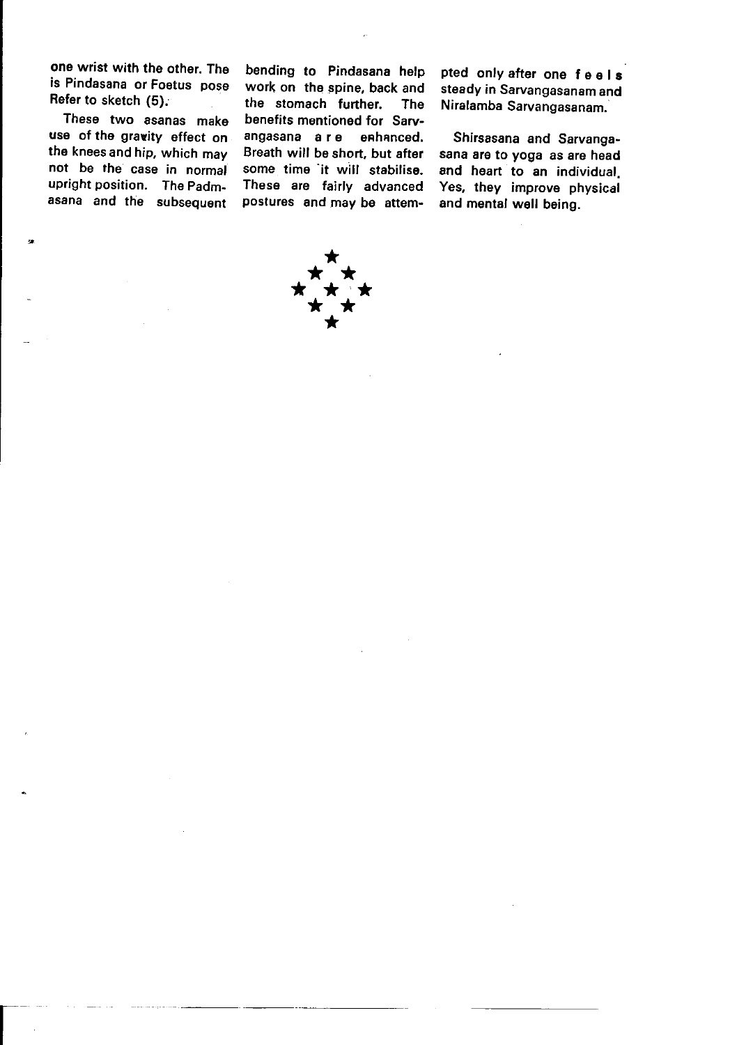one wrist with the other. The is Pindasana or Foetus pose Refer to sketch (5).

These two asanas make use of the gravity effect on the knees and hip, which may not be the case in normal upright position. The Padmasana and the subsequent bending to Pindasana help work on the spine, back and the stomach further. The benefits mentioned for Sarvangasana are enhanced. Breath will be short, but after some time it will stabilise. These are fairly advanced postures and may be attempted only after one feels steady in Sarvangasanam and Niralamba Sarvangasanam.

Shirsasana and Sarvangasana are to yoga as are head and heart to an individual. Yes, they improve physical and mental well being.

★
★ ★
★ ★ ★
★ ★
★